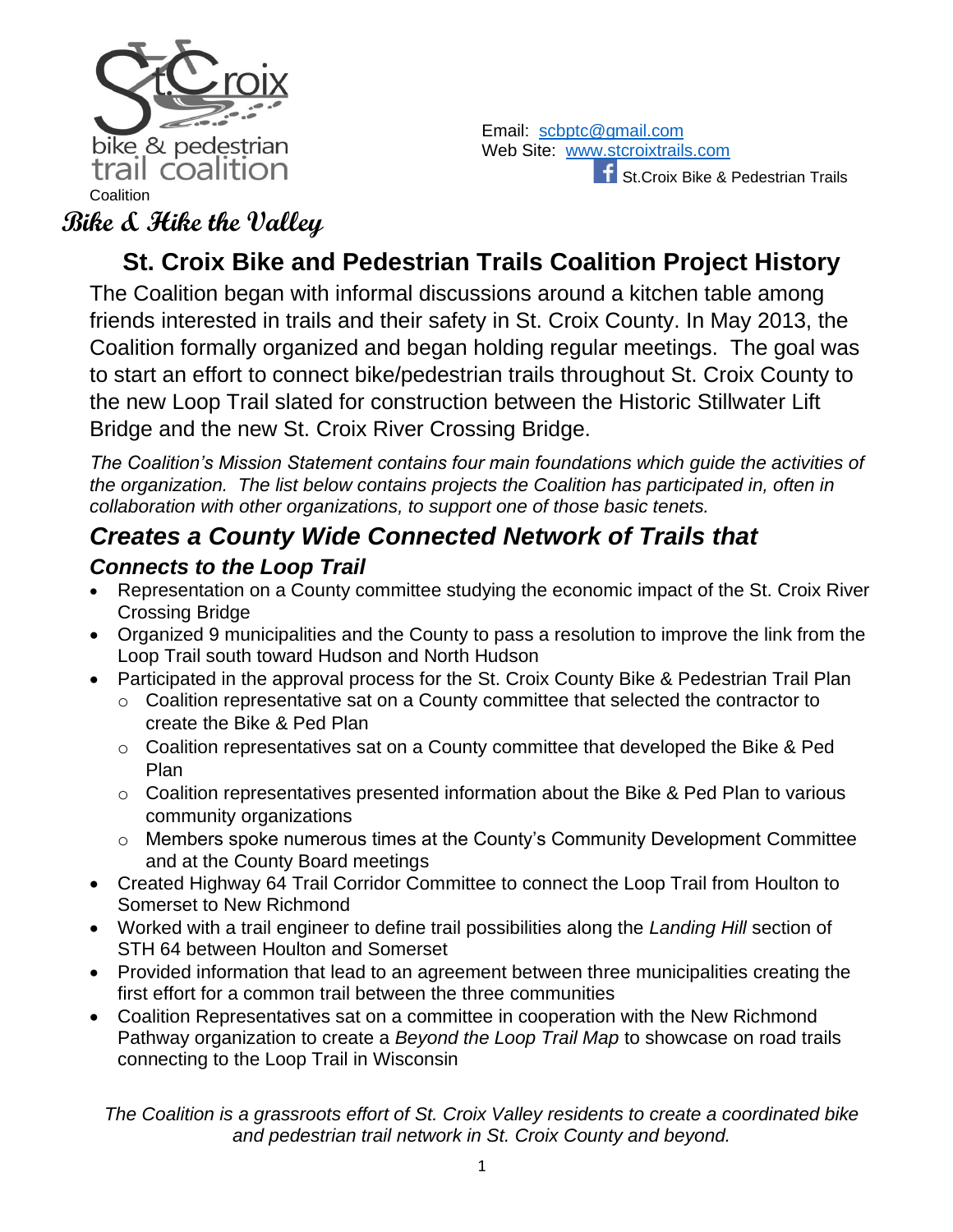St.Croix bike & pedestrian trail coalition

Coalition

**Bike & Hike the Valley**

Email: [scbptc@gmail.com](mailto:scbptc@gmail.com)
Web Site: [www.stcroixtrails.com](http://www.stcroixtrails.com)
St.Croix Bike & Pedestrian Trails

# St. Croix Bike and Pedestrian Trails Coalition Project History

The Coalition began with informal discussions around a kitchen table among friends interested in trails and their safety in St. Croix County. In May 2013, the Coalition formally organized and began holding regular meetings. The goal was to start an effort to connect bike/pedestrian trails throughout St. Croix County to the new Loop Trail slated for construction between the Historic Stillwater Lift Bridge and the new St. Croix River Crossing Bridge.

*The Coalition's Mission Statement contains four main foundations which guide the activities of the organization. The list below contains projects the Coalition has participated in, often in collaboration with other organizations, to support one of those basic tenets.*

## *Creates a County Wide Connected Network of Trails that*

### *Connects to the Loop Trail*

- Representation on a County committee studying the economic impact of the St. Croix River Crossing Bridge
- Organized 9 municipalities and the County to pass a resolution to improve the link from the Loop Trail south toward Hudson and North Hudson
- Participated in the approval process for the St. Croix County Bike & Pedestrian Trail Plan
  - Coalition representative sat on a County committee that selected the contractor to create the Bike & Ped Plan
  - Coalition representatives sat on a County committee that developed the Bike & Ped Plan
  - Coalition representatives presented information about the Bike & Ped Plan to various community organizations
  - Members spoke numerous times at the County's Community Development Committee and at the County Board meetings
- Created Highway 64 Trail Corridor Committee to connect the Loop Trail from Houlton to Somerset to New Richmond
- Worked with a trail engineer to define trail possibilities along the *Landing Hill* section of STH 64 between Houlton and Somerset
- Provided information that lead to an agreement between three municipalities creating the first effort for a common trail between the three communities
- Coalition Representatives sat on a committee in cooperation with the New Richmond Pathway organization to create a *Beyond the Loop Trail Map* to showcase on road trails connecting to the Loop Trail in Wisconsin

*The Coalition is a grassroots effort of St. Croix Valley residents to create a coordinated bike and pedestrian trail network in St. Croix County and beyond.*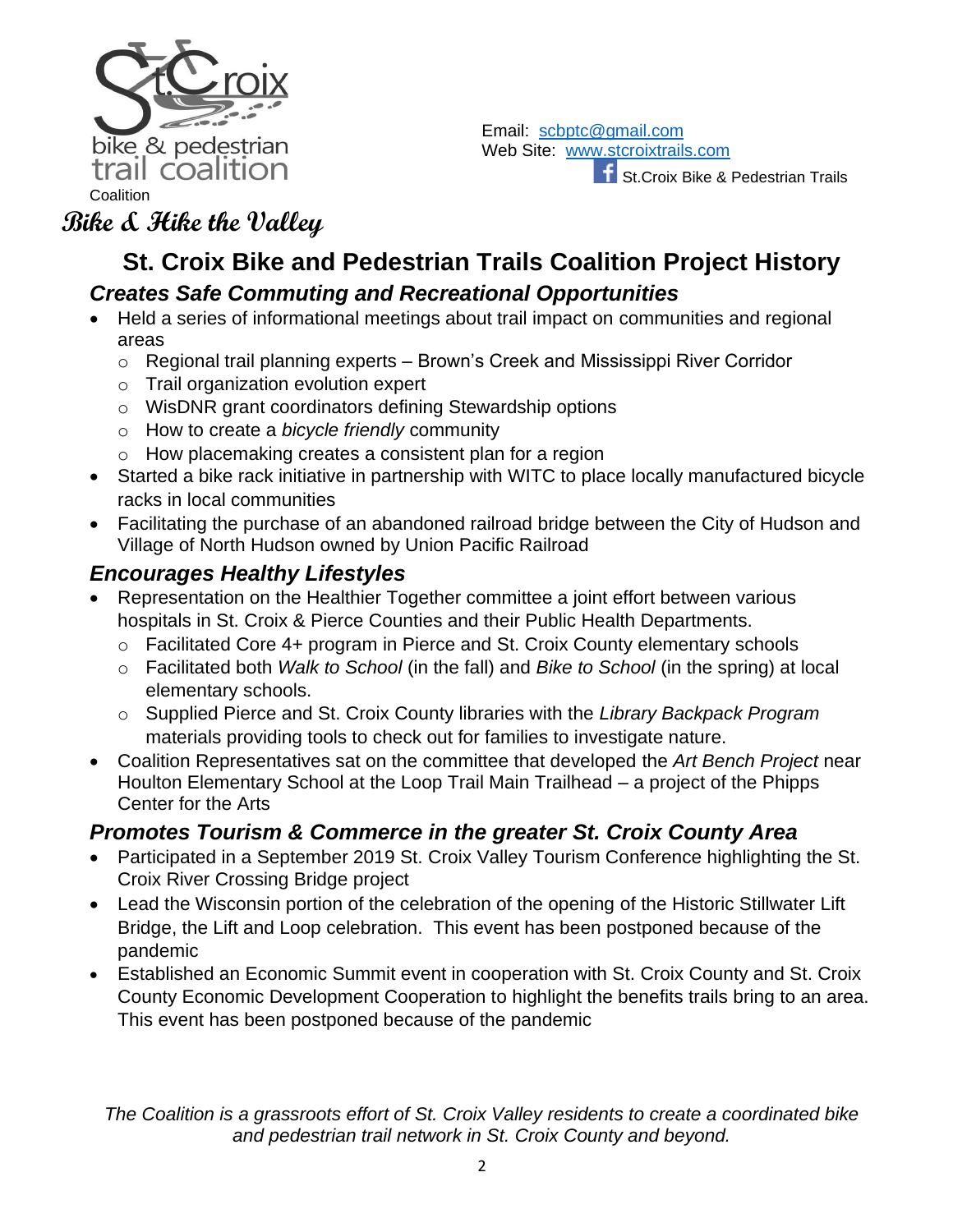bike & pedestrian trail coalition

Coalition

Email: scbptc@gmail.com
Web Site: www.stcroixtrails.com
St.Croix Bike & Pedestrian Trails

**Bike & Hike the Valley**

# St. Croix Bike and Pedestrian Trails Coalition Project History

## *Creates Safe Commuting and Recreational Opportunities*

- Held a series of informational meetings about trail impact on communities and regional areas
  - Regional trail planning experts – Brown's Creek and Mississippi River Corridor
  - Trail organization evolution expert
  - WisDNR grant coordinators defining Stewardship options
  - How to create a *bicycle friendly* community
  - How placemaking creates a consistent plan for a region
- Started a bike rack initiative in partnership with WITC to place locally manufactured bicycle racks in local communities
- Facilitating the purchase of an abandoned railroad bridge between the City of Hudson and Village of North Hudson owned by Union Pacific Railroad

## *Encourages Healthy Lifestyles*

- Representation on the Healthier Together committee a joint effort between various hospitals in St. Croix & Pierce Counties and their Public Health Departments.
  - Facilitated Core 4+ program in Pierce and St. Croix County elementary schools
  - Facilitated both *Walk to School* (in the fall) and *Bike to School* (in the spring) at local elementary schools.
  - Supplied Pierce and St. Croix County libraries with the *Library Backpack Program* materials providing tools to check out for families to investigate nature.
- Coalition Representatives sat on the committee that developed the *Art Bench Project* near Houlton Elementary School at the Loop Trail Main Trailhead – a project of the Phipps Center for the Arts

## *Promotes Tourism & Commerce in the greater St. Croix County Area*

- Participated in a September 2019 St. Croix Valley Tourism Conference highlighting the St. Croix River Crossing Bridge project
- Lead the Wisconsin portion of the celebration of the opening of the Historic Stillwater Lift Bridge, the Lift and Loop celebration. This event has been postponed because of the pandemic
- Established an Economic Summit event in cooperation with St. Croix County and St. Croix County Economic Development Cooperation to highlight the benefits trails bring to an area. This event has been postponed because of the pandemic

*The Coalition is a grassroots effort of St. Croix Valley residents to create a coordinated bike and pedestrian trail network in St. Croix County and beyond.*